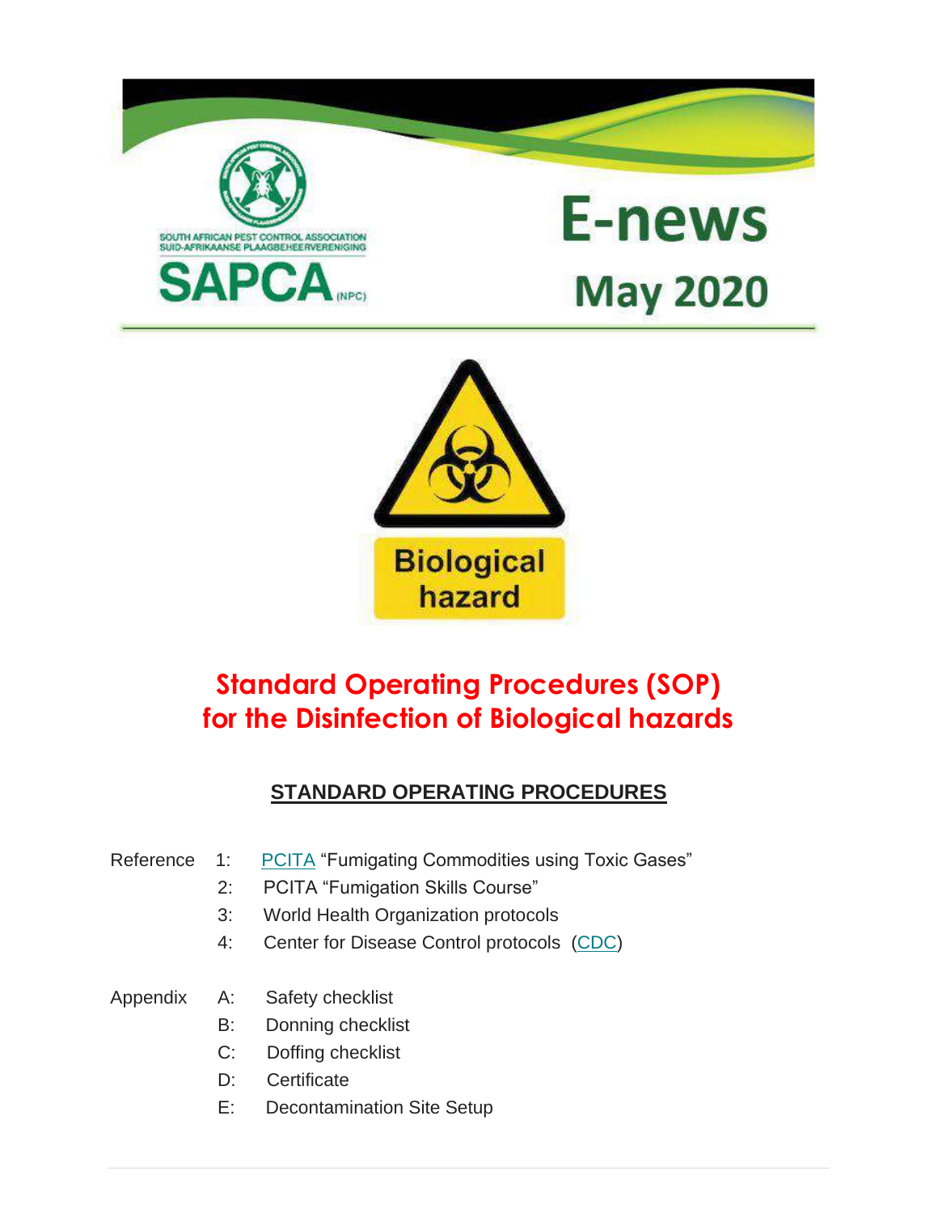SOUTH AFRICAN PEST CONTROL ASSOCIATION
SUID-AFRIKAANSE PLAAGBEHEERVERENIGING
SAPCA (NPC)

# E-news

# May 2020

Biological hazard

# Standard Operating Procedures (SOP) for the Disinfection of Biological hazards

## STANDARD OPERATING PROCEDURES

Reference

1: PCITA "Fumigating Commodities using Toxic Gases"
2: PCITA "Fumigation Skills Course"
3: World Health Organization protocols
4: Center for Disease Control protocols (CDC)

Appendix

A: Safety checklist
B: Donning checklist
C: Doffing checklist
D: Certificate
E: Decontamination Site Setup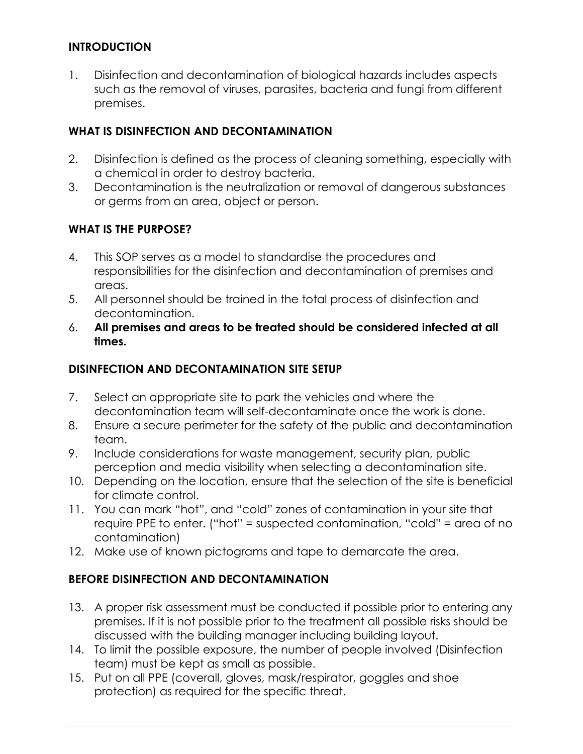## INTRODUCTION

1. Disinfection and decontamination of biological hazards includes aspects such as the removal of viruses, parasites, bacteria and fungi from different premises.

## WHAT IS DISINFECTION AND DECONTAMINATION

2. Disinfection is defined as the process of cleaning something, especially with a chemical in order to destroy bacteria.
3. Decontamination is the neutralization or removal of dangerous substances or germs from an area, object or person.

## WHAT IS THE PURPOSE?

4. This SOP serves as a model to standardise the procedures and responsibilities for the disinfection and decontamination of premises and areas.
5. All personnel should be trained in the total process of disinfection and decontamination.
6. **All premises and areas to be treated should be considered infected at all times.**

## DISINFECTION AND DECONTAMINATION SITE SETUP

7. Select an appropriate site to park the vehicles and where the decontamination team will self-decontaminate once the work is done.
8. Ensure a secure perimeter for the safety of the public and decontamination team.
9. Include considerations for waste management, security plan, public perception and media visibility when selecting a decontamination site.
10. Depending on the location, ensure that the selection of the site is beneficial for climate control.
11. You can mark "hot", and "cold" zones of contamination in your site that require PPE to enter. ("hot" = suspected contamination, "cold" = area of no contamination)
12. Make use of known pictograms and tape to demarcate the area.

## BEFORE DISINFECTION AND DECONTAMINATION

13. A proper risk assessment must be conducted if possible prior to entering any premises. If it is not possible prior to the treatment all possible risks should be discussed with the building manager including building layout.
14. To limit the possible exposure, the number of people involved (Disinfection team) must be kept as small as possible.
15. Put on all PPE (coverall, gloves, mask/respirator, goggles and shoe protection) as required for the specific threat.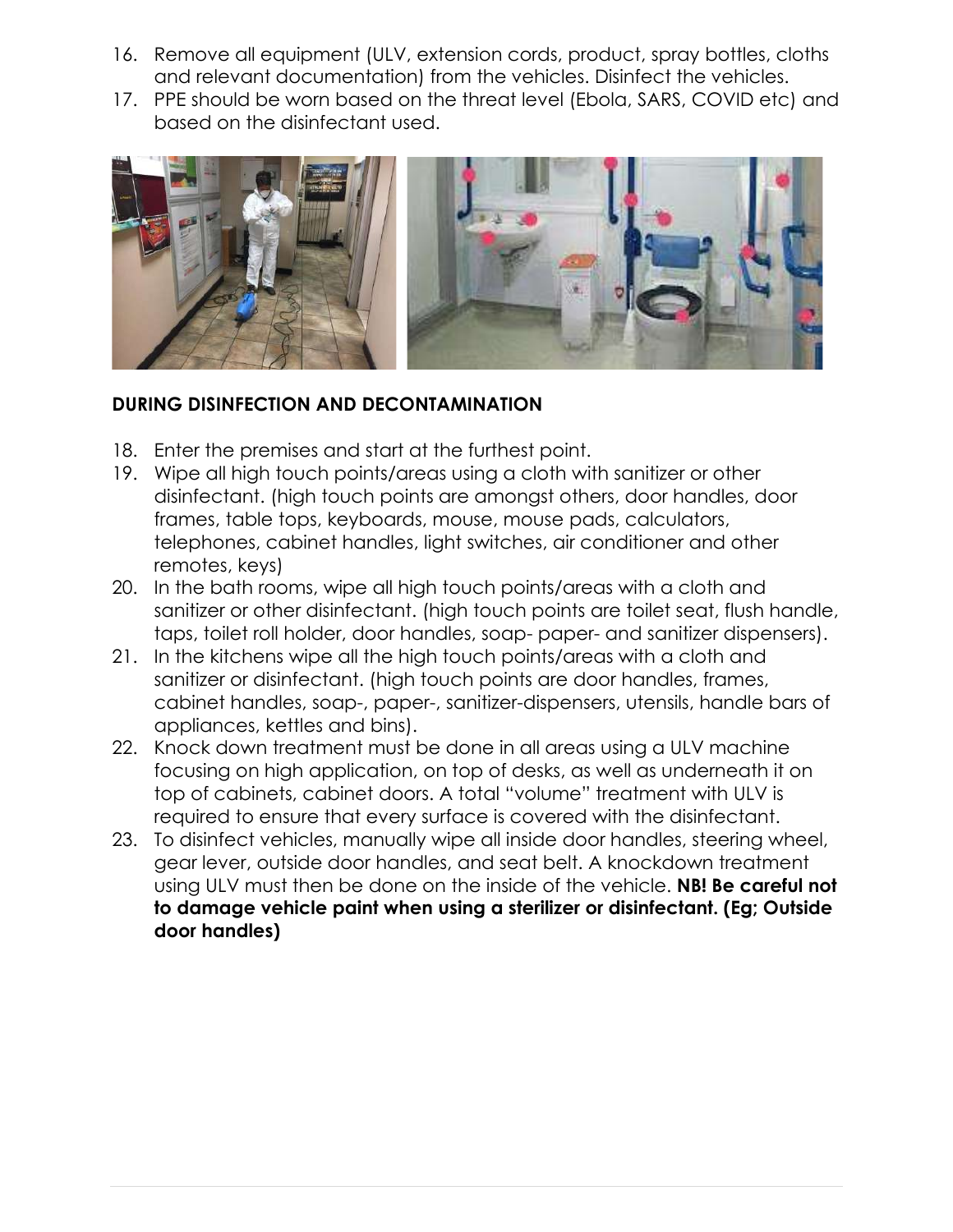16. Remove all equipment (ULV, extension cords, product, spray bottles, cloths and relevant documentation) from the vehicles. Disinfect the vehicles.
17. PPE should be worn based on the threat level (Ebola, SARS, COVID etc) and based on the disinfectant used.

**DURING DISINFECTION AND DECONTAMINATION**

18. Enter the premises and start at the furthest point.
19. Wipe all high touch points/areas using a cloth with sanitizer or other disinfectant. (high touch points are amongst others, door handles, door frames, table tops, keyboards, mouse, mouse pads, calculators, telephones, cabinet handles, light switches, air conditioner and other remotes, keys)
20. In the bath rooms, wipe all high touch points/areas with a cloth and sanitizer or other disinfectant. (high touch points are toilet seat, flush handle, taps, toilet roll holder, door handles, soap- paper- and sanitizer dispensers).
21. In the kitchens wipe all the high touch points/areas with a cloth and sanitizer or disinfectant. (high touch points are door handles, frames, cabinet handles, soap-, paper-, sanitizer-dispensers, utensils, handle bars of appliances, kettles and bins).
22. Knock down treatment must be done in all areas using a ULV machine focusing on high application, on top of desks, as well as underneath it on top of cabinets, cabinet doors. A total "volume" treatment with ULV is required to ensure that every surface is covered with the disinfectant.
23. To disinfect vehicles, manually wipe all inside door handles, steering wheel, gear lever, outside door handles, and seat belt. A knockdown treatment using ULV must then be done on the inside of the vehicle. **NB! Be careful not to damage vehicle paint when using a sterilizer or disinfectant. (Eg; Outside door handles)**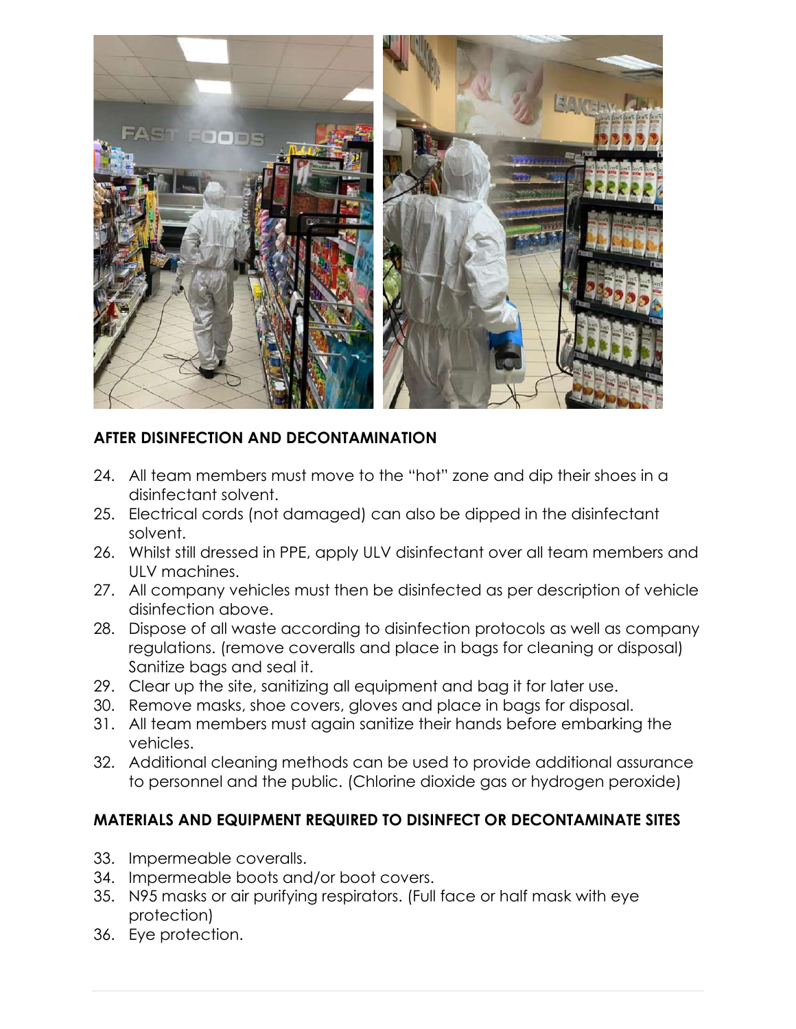## AFTER DISINFECTION AND DECONTAMINATION

24. All team members must move to the "hot" zone and dip their shoes in a disinfectant solvent.
25. Electrical cords (not damaged) can also be dipped in the disinfectant solvent.
26. Whilst still dressed in PPE, apply ULV disinfectant over all team members and ULV machines.
27. All company vehicles must then be disinfected as per description of vehicle disinfection above.
28. Dispose of all waste according to disinfection protocols as well as company regulations. (remove coveralls and place in bags for cleaning or disposal) Sanitize bags and seal it.
29. Clear up the site, sanitizing all equipment and bag it for later use.
30. Remove masks, shoe covers, gloves and place in bags for disposal.
31. All team members must again sanitize their hands before embarking the vehicles.
32. Additional cleaning methods can be used to provide additional assurance to personnel and the public. (Chlorine dioxide gas or hydrogen peroxide)

## MATERIALS AND EQUIPMENT REQUIRED TO DISINFECT OR DECONTAMINATE SITES

33. Impermeable coveralls.
34. Impermeable boots and/or boot covers.
35. N95 masks or air purifying respirators. (Full face or half mask with eye protection)
36. Eye protection.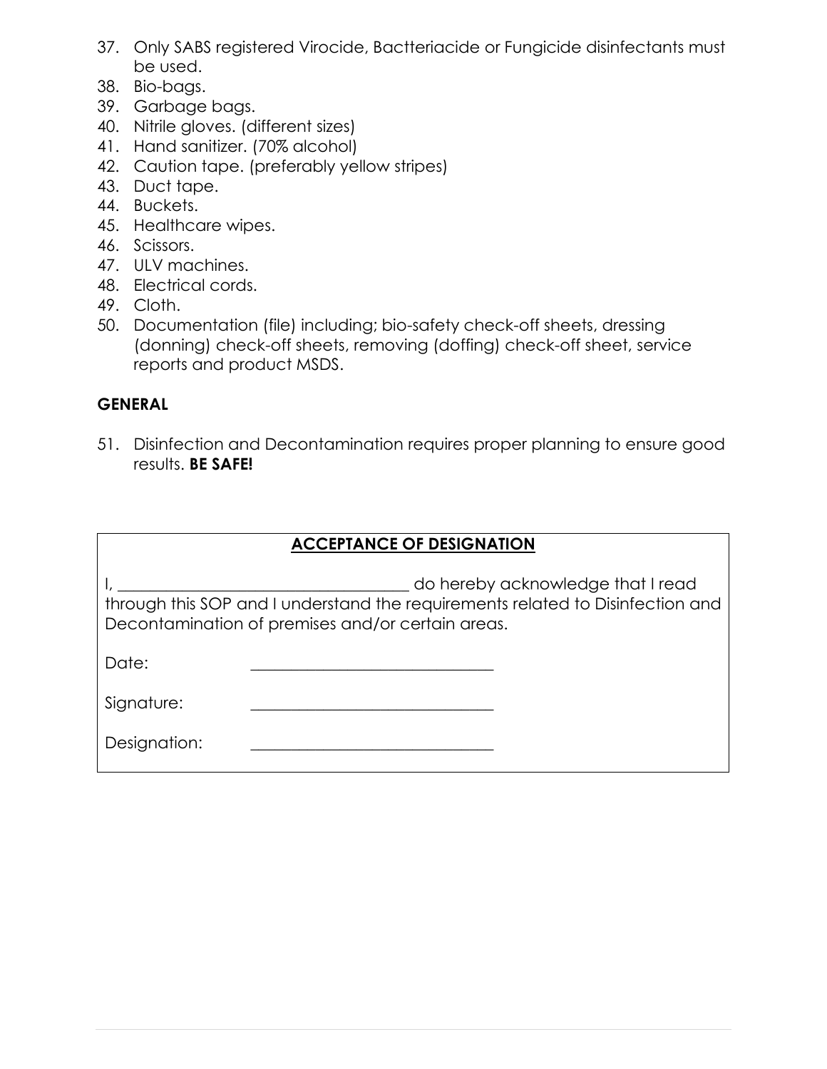37. Only SABS registered Virocide, Bactteriacide or Fungicide disinfectants must be used.
38. Bio-bags.
39. Garbage bags.
40. Nitrile gloves. (different sizes)
41. Hand sanitizer. (70% alcohol)
42. Caution tape. (preferably yellow stripes)
43. Duct tape.
44. Buckets.
45. Healthcare wipes.
46. Scissors.
47. ULV machines.
48. Electrical cords.
49. Cloth.
50. Documentation (file) including; bio-safety check-off sheets, dressing (donning) check-off sheets, removing (doffing) check-off sheet, service reports and product MSDS.

**GENERAL**

51. Disinfection and Decontamination requires proper planning to ensure good results. **BE SAFE!**

**ACCEPTANCE OF DESIGNATION**

I, ___________________________________ do hereby acknowledge that I read through this SOP and I understand the requirements related to Disinfection and Decontamination of premises and/or certain areas.

Date: _____________________________

Signature: _____________________________

Designation: _____________________________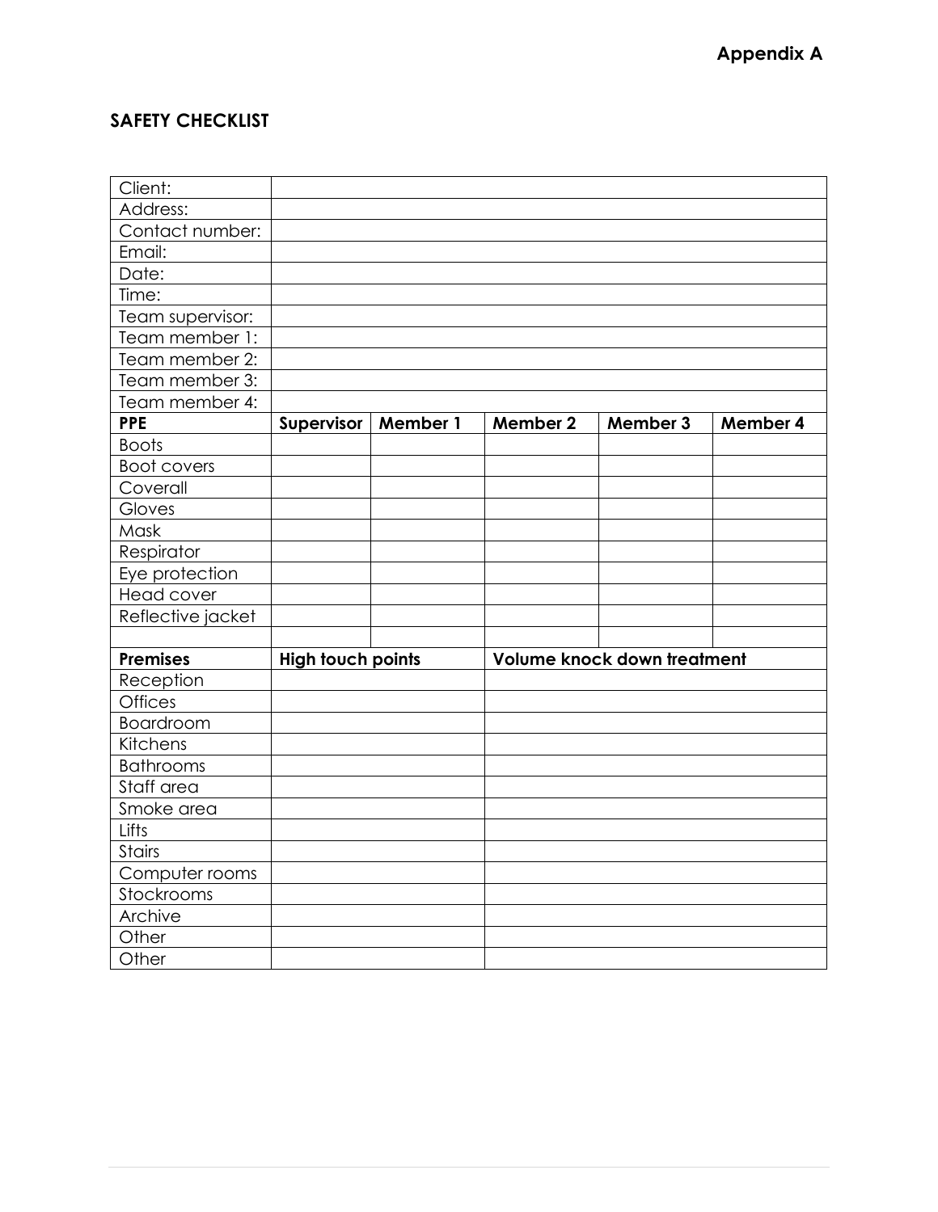**Appendix A**

**SAFETY CHECKLIST**

| Client: | | | | | |
|---|---|---|---|---|---|
| Address: | | | | | |
| Contact number: | | | | | |
| Email: | | | | | |
| Date: | | | | | |
| Time: | | | | | |
| Team supervisor: | | | | | |
| Team member 1: | | | | | |
| Team member 2: | | | | | |
| Team member 3: | | | | | |
| Team member 4: | | | | | |
| **PPE** | **Supervisor** | **Member 1** | **Member 2** | **Member 3** | **Member 4** |
| Boots | | | | | |
| Boot covers | | | | | |
| Coverall | | | | | |
| Gloves | | | | | |
| Mask | | | | | |
| Respirator | | | | | |
| Eye protection | | | | | |
| Head cover | | | | | |
| Reflective jacket | | | | | |
| | | | | | |
| **Premises** | **High touch points** | | **Volume knock down treatment** | | |
| Reception | | | | | |
| Offices | | | | | |
| Boardroom | | | | | |
| Kitchens | | | | | |
| Bathrooms | | | | | |
| Staff area | | | | | |
| Smoke area | | | | | |
| Lifts | | | | | |
| Stairs | | | | | |
| Computer rooms | | | | | |
| Stockrooms | | | | | |
| Archive | | | | | |
| Other | | | | | |
| Other | | | | | |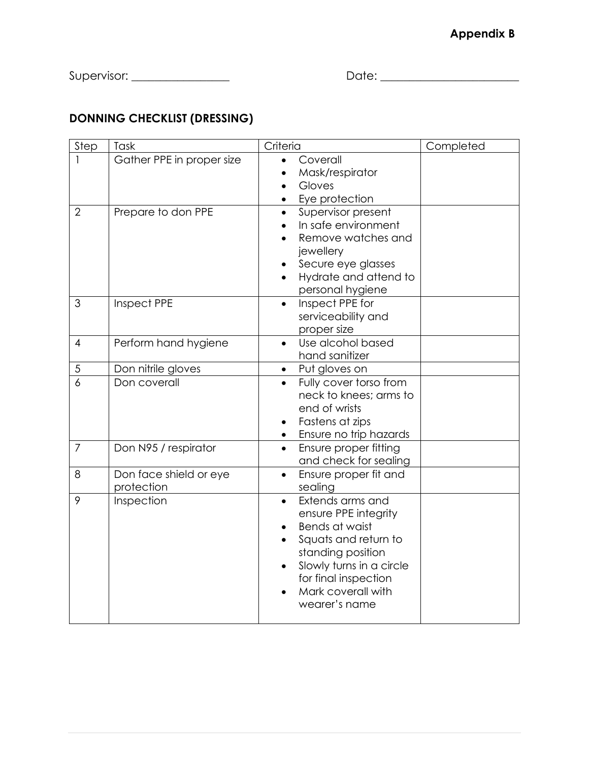**Appendix B**

Supervisor: _________________ Date: ________________________

## DONNING CHECKLIST (DRESSING)

| Step | Task | Criteria | Completed |
|---|---|---|---|
| 1 | Gather PPE in proper size | • Coverall<br>• Mask/respirator<br>• Gloves<br>• Eye protection | |
| 2 | Prepare to don PPE | • Supervisor present<br>• In safe environment<br>• Remove watches and jewellery<br>• Secure eye glasses<br>• Hydrate and attend to personal hygiene | |
| 3 | Inspect PPE | • Inspect PPE for serviceability and proper size | |
| 4 | Perform hand hygiene | • Use alcohol based hand sanitizer | |
| 5 | Don nitrile gloves | • Put gloves on | |
| 6 | Don coverall | • Fully cover torso from neck to knees; arms to end of wrists<br>• Fastens at zips<br>• Ensure no trip hazards | |
| 7 | Don N95 / respirator | • Ensure proper fitting and check for sealing | |
| 8 | Don face shield or eye protection | • Ensure proper fit and sealing | |
| 9 | Inspection | • Extends arms and ensure PPE integrity<br>• Bends at waist<br>• Squats and return to standing position<br>• Slowly turns in a circle for final inspection<br>• Mark coverall with wearer's name | |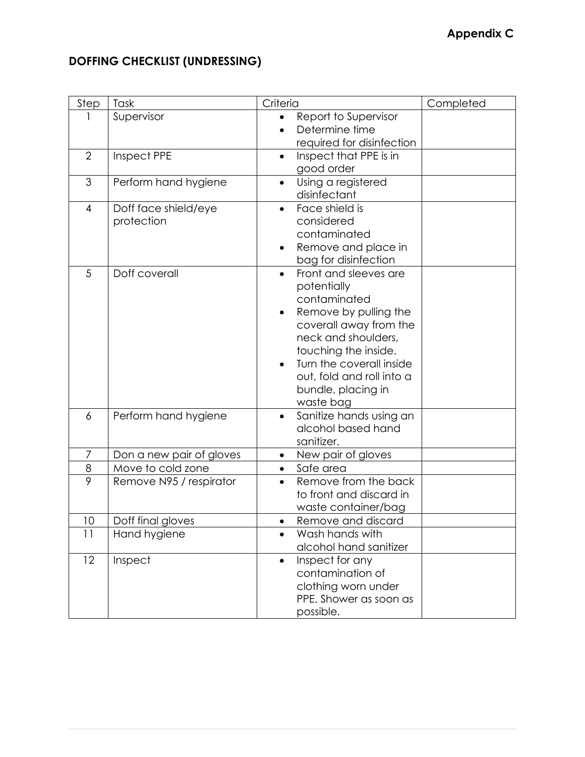**Appendix C**

## DOFFING CHECKLIST (UNDRESSING)

| Step | Task | Criteria | Completed |
|---|---|---|---|
| 1 | Supervisor | • Report to Supervisor<br>• Determine time required for disinfection | |
| 2 | Inspect PPE | • Inspect that PPE is in good order | |
| 3 | Perform hand hygiene | • Using a registered disinfectant | |
| 4 | Doff face shield/eye protection | • Face shield is considered contaminated<br>• Remove and place in bag for disinfection | |
| 5 | Doff coverall | • Front and sleeves are potentially contaminated<br>• Remove by pulling the coverall away from the neck and shoulders, touching the inside.<br>• Turn the coverall inside out, fold and roll into a bundle, placing in waste bag | |
| 6 | Perform hand hygiene | • Sanitize hands using an alcohol based hand sanitizer. | |
| 7 | Don a new pair of gloves | • New pair of gloves | |
| 8 | Move to cold zone | • Safe area | |
| 9 | Remove N95 / respirator | • Remove from the back to front and discard in waste container/bag | |
| 10 | Doff final gloves | • Remove and discard | |
| 11 | Hand hygiene | • Wash hands with alcohol hand sanitizer | |
| 12 | Inspect | • Inspect for any contamination of clothing worn under PPE. Shower as soon as possible. | |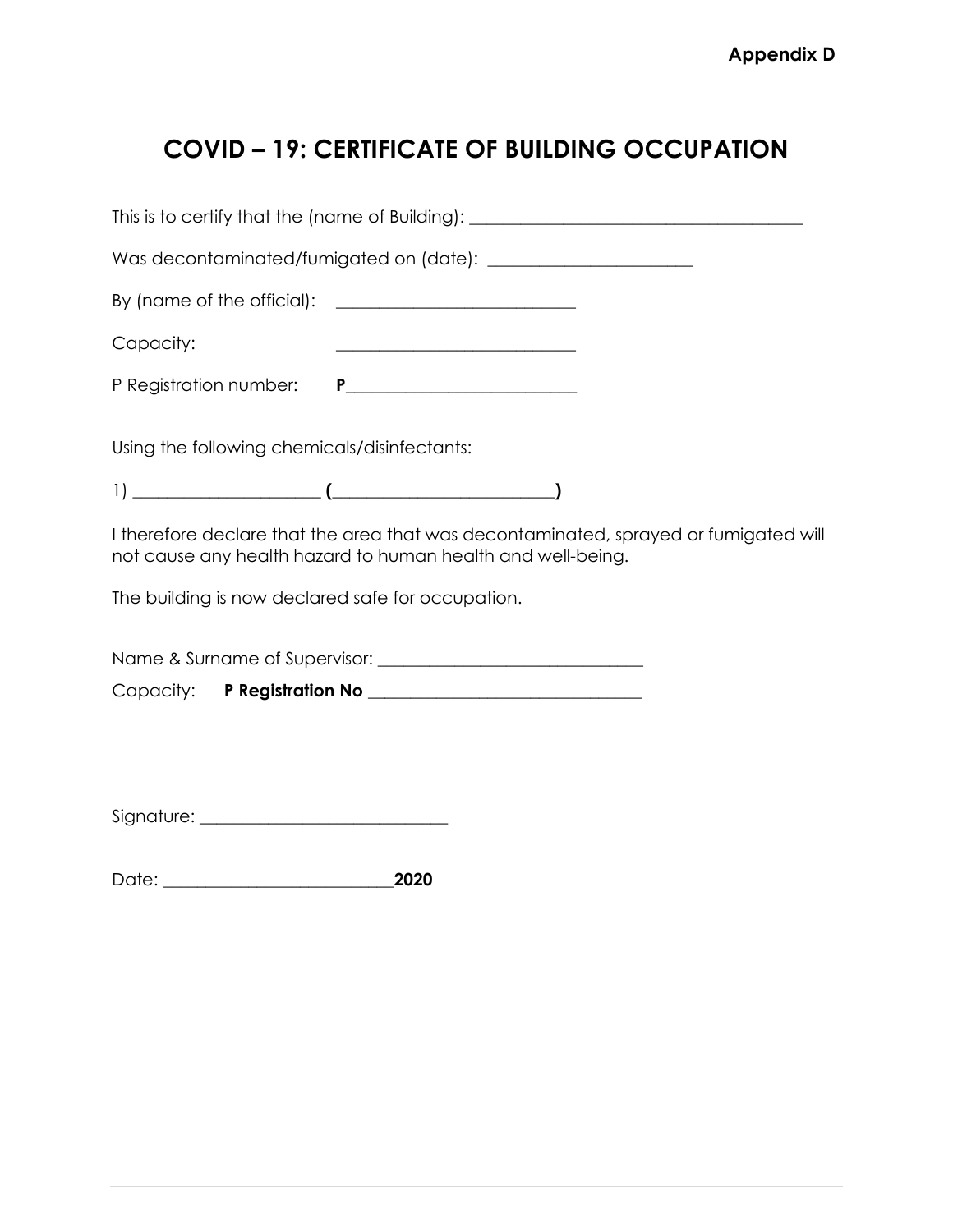**Appendix D**

# COVID – 19: CERTIFICATE OF BUILDING OCCUPATION

This is to certify that the (name of Building): ________________________________________

Was decontaminated/fumigated on (date): ________________________

By (name of the official): ____________________________

Capacity: ____________________________

P Registration number: **P**___________________________

Using the following chemicals/disinfectants:

1) ______________________ **(**__________________________**)**

I therefore declare that the area that was decontaminated, sprayed or fumigated will not cause any health hazard to human health and well-being.

The building is now declared safe for occupation.

Name & Surname of Supervisor: ________________________________

Capacity: **P Registration No** ________________________________

Signature: ______________________________

Date: ____________________________**2020**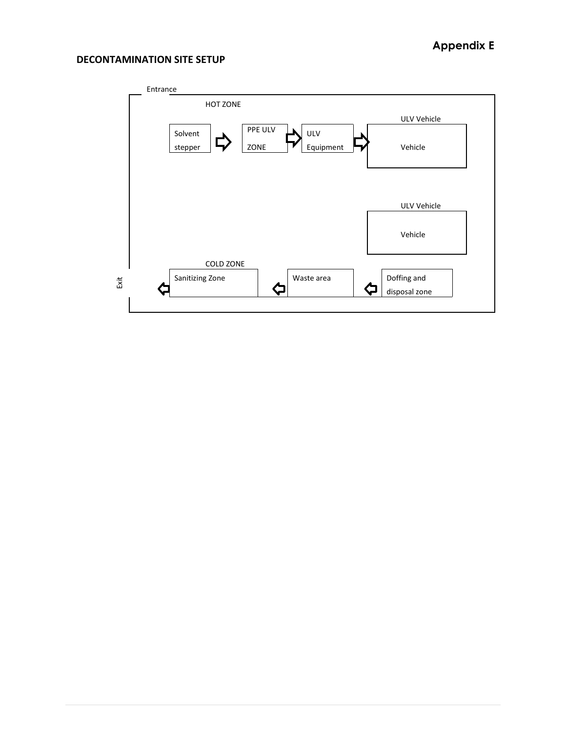# Appendix E

**DECONTAMINATION SITE SETUP**

Entrance

HOT ZONE

Solvent stepper

PPE ULV ZONE

ULV Equipment

ULV Vehicle

Vehicle

ULV Vehicle

Vehicle

COLD ZONE

Sanitizing Zone

Waste area

Doffing and disposal zone

Exit